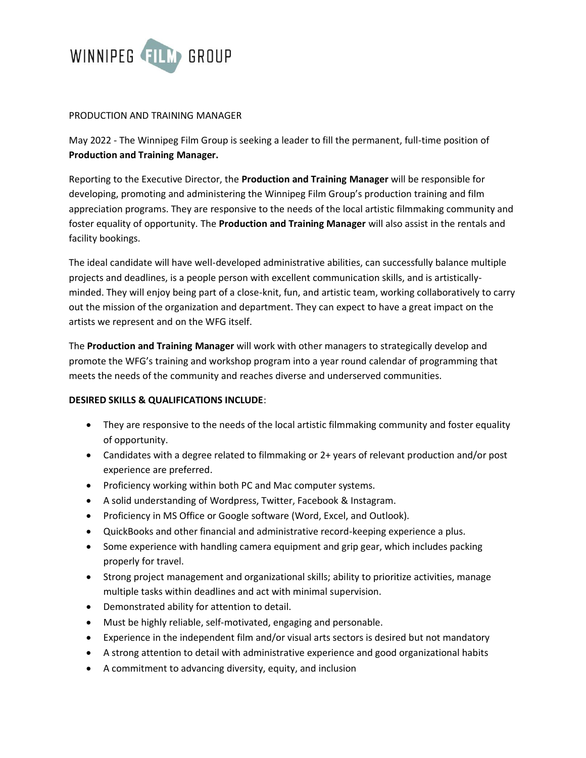WINNIPEG FILM GROUP

PRODUCTION AND TRAINING MANAGER

May 2022 - The Winnipeg Film Group is seeking a leader to fill the permanent, full-time position of **Production and Training Manager.**

Reporting to the Executive Director, the **Production and Training Manager** will be responsible for developing, promoting and administering the Winnipeg Film Group's production training and film appreciation programs. They are responsive to the needs of the local artistic filmmaking community and foster equality of opportunity. The **Production and Training Manager** will also assist in the rentals and facility bookings.

The ideal candidate will have well-developed administrative abilities, can successfully balance multiple projects and deadlines, is a people person with excellent communication skills, and is artistically-minded. They will enjoy being part of a close-knit, fun, and artistic team, working collaboratively to carry out the mission of the organization and department. They can expect to have a great impact on the artists we represent and on the WFG itself.

The **Production and Training Manager** will work with other managers to strategically develop and promote the WFG's training and workshop program into a year round calendar of programming that meets the needs of the community and reaches diverse and underserved communities.

**DESIRED SKILLS & QUALIFICATIONS INCLUDE**:

- They are responsive to the needs of the local artistic filmmaking community and foster equality of opportunity.
- Candidates with a degree related to filmmaking or 2+ years of relevant production and/or post experience are preferred.
- Proficiency working within both PC and Mac computer systems.
- A solid understanding of Wordpress, Twitter, Facebook & Instagram.
- Proficiency in MS Office or Google software (Word, Excel, and Outlook).
- QuickBooks and other financial and administrative record-keeping experience a plus.
- Some experience with handling camera equipment and grip gear, which includes packing properly for travel.
- Strong project management and organizational skills; ability to prioritize activities, manage multiple tasks within deadlines and act with minimal supervision.
- Demonstrated ability for attention to detail.
- Must be highly reliable, self-motivated, engaging and personable.
- Experience in the independent film and/or visual arts sectors is desired but not mandatory
- A strong attention to detail with administrative experience and good organizational habits
- A commitment to advancing diversity, equity, and inclusion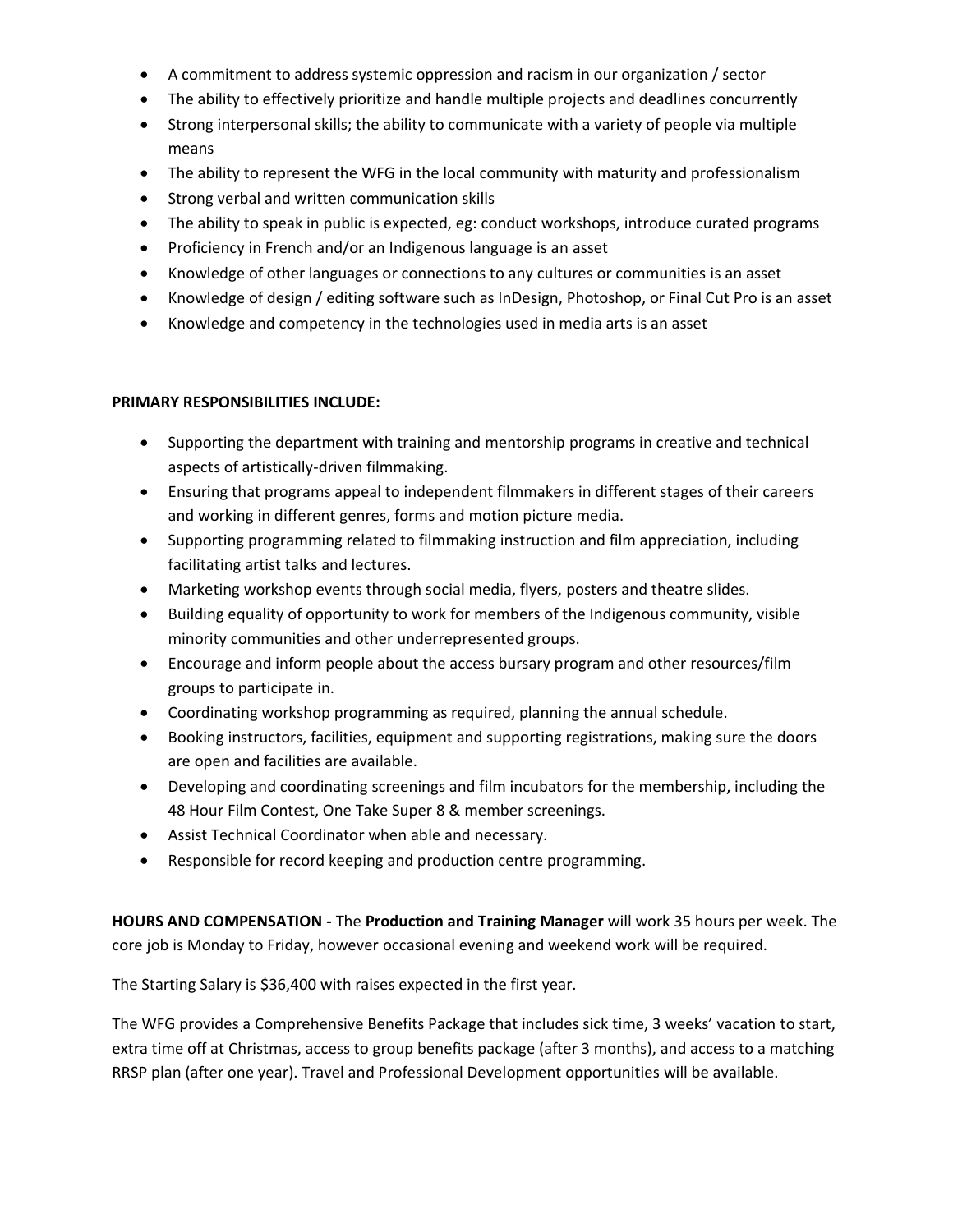- A commitment to address systemic oppression and racism in our organization / sector
- The ability to effectively prioritize and handle multiple projects and deadlines concurrently
- Strong interpersonal skills; the ability to communicate with a variety of people via multiple means
- The ability to represent the WFG in the local community with maturity and professionalism
- Strong verbal and written communication skills
- The ability to speak in public is expected, eg: conduct workshops, introduce curated programs
- Proficiency in French and/or an Indigenous language is an asset
- Knowledge of other languages or connections to any cultures or communities is an asset
- Knowledge of design / editing software such as InDesign, Photoshop, or Final Cut Pro is an asset
- Knowledge and competency in the technologies used in media arts is an asset

**PRIMARY RESPONSIBILITIES INCLUDE:**

- Supporting the department with training and mentorship programs in creative and technical aspects of artistically-driven filmmaking.
- Ensuring that programs appeal to independent filmmakers in different stages of their careers and working in different genres, forms and motion picture media.
- Supporting programming related to filmmaking instruction and film appreciation, including facilitating artist talks and lectures.
- Marketing workshop events through social media, flyers, posters and theatre slides.
- Building equality of opportunity to work for members of the Indigenous community, visible minority communities and other underrepresented groups.
- Encourage and inform people about the access bursary program and other resources/film groups to participate in.
- Coordinating workshop programming as required, planning the annual schedule.
- Booking instructors, facilities, equipment and supporting registrations, making sure the doors are open and facilities are available.
- Developing and coordinating screenings and film incubators for the membership, including the 48 Hour Film Contest, One Take Super 8 & member screenings.
- Assist Technical Coordinator when able and necessary.
- Responsible for record keeping and production centre programming.

**HOURS AND COMPENSATION -** The **Production and Training Manager** will work 35 hours per week. The core job is Monday to Friday, however occasional evening and weekend work will be required.

The Starting Salary is $36,400 with raises expected in the first year.

The WFG provides a Comprehensive Benefits Package that includes sick time, 3 weeks' vacation to start, extra time off at Christmas, access to group benefits package (after 3 months), and access to a matching RRSP plan (after one year). Travel and Professional Development opportunities will be available.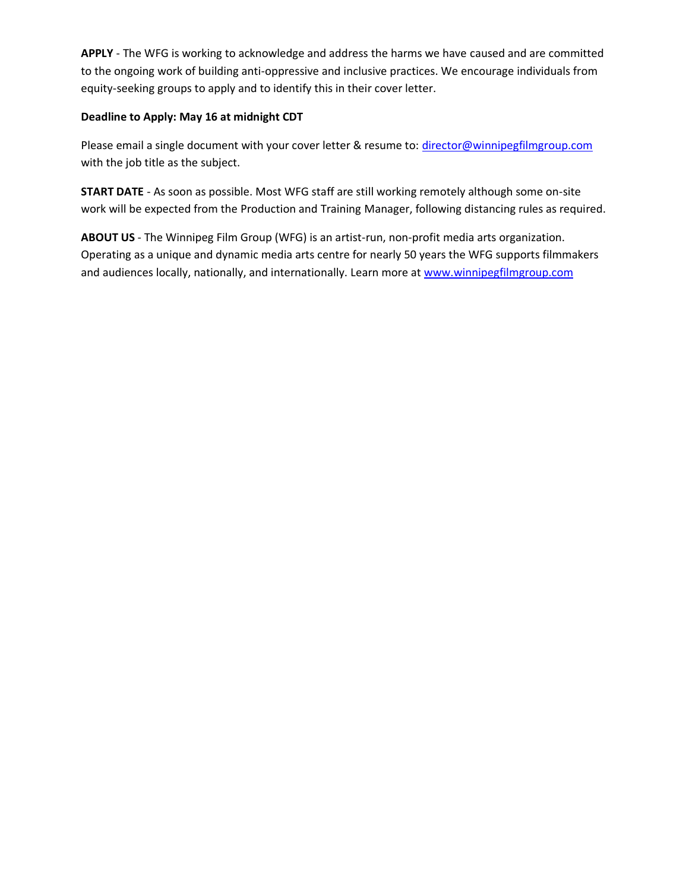**APPLY** - The WFG is working to acknowledge and address the harms we have caused and are committed to the ongoing work of building anti-oppressive and inclusive practices. We encourage individuals from equity-seeking groups to apply and to identify this in their cover letter.

**Deadline to Apply: May 16 at midnight CDT**

Please email a single document with your cover letter & resume to: director@winnipegfilmgroup.com with the job title as the subject.

**START DATE** - As soon as possible. Most WFG staff are still working remotely although some on-site work will be expected from the Production and Training Manager, following distancing rules as required.

**ABOUT US** - The Winnipeg Film Group (WFG) is an artist-run, non-profit media arts organization. Operating as a unique and dynamic media arts centre for nearly 50 years the WFG supports filmmakers and audiences locally, nationally, and internationally. Learn more at www.winnipegfilmgroup.com